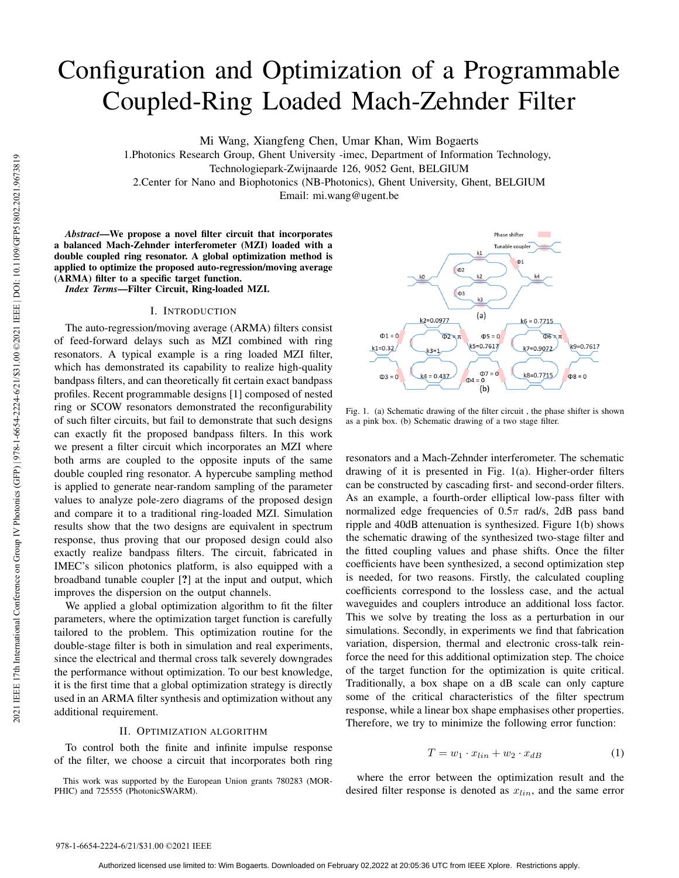# Configuration and Optimization of a Programmable Coupled-Ring Loaded Mach-Zehnder Filter

Mi Wang, Xiangfeng Chen, Umar Khan, Wim Bogaerts

1.Photonics Research Group, Ghent University -imec, Department of Information Technology, Technologiepark-Zwijnaarde 126, 9052 Gent, BELGIUM

2.Center for Nano and Biophotonics (NB-Photonics), Ghent University, Ghent, BELGIUM

Email: mi.wang@ugent.be

***Abstract*—We propose a novel filter circuit that incorporates a balanced Mach-Zehnder interferometer (MZI) loaded with a double coupled ring resonator. A global optimization method is applied to optimize the proposed auto-regression/moving average (ARMA) filter to a specific target function.**

***Index Terms*—Filter Circuit, Ring-loaded MZI.**

## I. Introduction

The auto-regression/moving average (ARMA) filters consist of feed-forward delays such as MZI combined with ring resonators. A typical example is a ring loaded MZI filter, which has demonstrated its capability to realize high-quality bandpass filters, and can theoretically fit certain exact bandpass profiles. Recent programmable designs [1] composed of nested ring or SCOW resonators demonstrated the reconfigurability of such filter circuits, but fail to demonstrate that such designs can exactly fit the proposed bandpass filters. In this work we present a filter circuit which incorporates an MZI where both arms are coupled to the opposite inputs of the same double coupled ring resonator. A hypercube sampling method is applied to generate near-random sampling of the parameter values to analyze pole-zero diagrams of the proposed design and compare it to a traditional ring-loaded MZI. Simulation results show that the two designs are equivalent in spectrum response, thus proving that our proposed design could also exactly realize bandpass filters. The circuit, fabricated in IMEC's silicon photonics platform, is also equipped with a broadband tunable coupler [?] at the input and output, which improves the dispersion on the output channels.

We applied a global optimization algorithm to fit the filter parameters, where the optimization target function is carefully tailored to the problem. This optimization routine for the double-stage filter is both in simulation and real experiments, since the electrical and thermal cross talk severely downgrades the performance without optimization. To our best knowledge, it is the first time that a global optimization strategy is directly used in an ARMA filter synthesis and optimization without any additional requirement.

## II. Optimization Algorithm

To control both the finite and infinite impulse response of the filter, we choose a circuit that incorporates both ring resonators and a Mach-Zehnder interferometer. The schematic drawing of it is presented in Fig. 1(a). Higher-order filters can be constructed by cascading first- and second-order filters. As an example, a fourth-order elliptical low-pass filter with normalized edge frequencies of $0.5\pi$ rad/s, 2dB pass band ripple and 40dB attenuation is synthesized. Figure 1(b) shows the schematic drawing of the synthesized two-stage filter and the fitted coupling values and phase shifts. Once the filter coefficients have been synthesized, a second optimization step is needed, for two reasons. Firstly, the calculated coupling coefficients correspond to the lossless case, and the actual waveguides and couplers introduce an additional loss factor. This we solve by treating the loss as a perturbation in our simulations. Secondly, in experiments we find that fabrication variation, dispersion, thermal and electronic cross-talk reinforce the need for this additional optimization step. The choice of the target function for the optimization is quite critical. Traditionally, a box shape on a dB scale can only capture some of the critical characteristics of the filter spectrum response, while a linear box shape emphasises other properties. Therefore, we try to minimize the following error function:

$$T = w_1 \cdot x_{lin} + w_2 \cdot x_{dB} \tag{1}$$

where the error between the optimization result and the desired filter response is denoted as $x_{lin}$, and the same error

Fig. 1. (a) Schematic drawing of the filter circuit , the phase shifter is shown as a pink box. (b) Schematic drawing of a two stage filter.

This work was supported by the European Union grants 780283 (MORPHIC) and 725555 (PhotonicSWARM).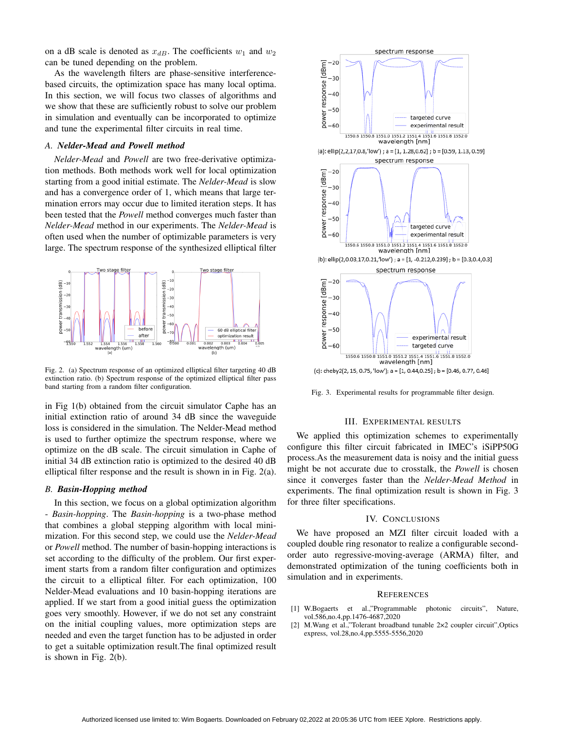on a dB scale is denoted as $x_{dB}$. The coefficients $w_1$ and $w_2$ can be tuned depending on the problem.

As the wavelength filters are phase-sensitive interference-based circuits, the optimization space has many local optima. In this section, we will focus two classes of algorithms and we show that these are sufficiently robust to solve our problem in simulation and eventually can be incorporated to optimize and tune the experimental filter circuits in real time.

### A. Nelder-Mead and Powell method

*Nelder-Mead* and *Powell* are two free-derivative optimization methods. Both methods work well for local optimization starting from a good initial estimate. The *Nelder-Mead* is slow and has a convergence order of 1, which means that large termination errors may occur due to limited iteration steps. It has been tested that the *Powell* method converges much faster than *Nelder-Mead* method in our experiments. The *Nelder-Mead* is often used when the number of optimizable parameters is very large. The spectrum response of the synthesized elliptical filter

Two stage filter
power transmission (dB)
wavelength (um)
before
after
(a)

Two stage filter
power transmission (dB)
wavelength (um)
60 dB elliptical filter
optimization result
(b)

Fig. 2. (a) Spectrum response of an optimized elliptical filter targeting 40 dB extinction ratio. (b) Spectrum response of the optimized elliptical filter pass band starting from a random filter configuration.

in Fig 1(b) obtained from the circuit simulator Caphe has an initial extinction ratio of around 34 dB since the waveguide loss is considered in the simulation. The Nelder-Mead method is used to further optimize the spectrum response, where we optimize on the dB scale. The circuit simulation in Caphe of initial 34 dB extinction ratio is optimized to the desired 40 dB elliptical filter response and the result is shown in in Fig. 2(a).

### B. Basin-Hopping method

In this section, we focus on a global optimization algorithm - *Basin-hopping*. The *Basin-hopping* is a two-phase method that combines a global stepping algorithm with local minimization. For this second step, we could use the *Nelder-Mead* or *Powell* method. The number of basin-hopping interactions is set according to the difficulty of the problem. Our first experiment starts from a random filter configuration and optimizes the circuit to a elliptical filter. For each optimization, 100 Nelder-Mead evaluations and 10 basin-hopping iterations are applied. If we start from a good initial guess the optimization goes very smoothly. However, if we do not set any constraint on the initial coupling values, more optimization steps are needed and even the target function has to be adjusted in order to get a suitable optimization result.The final optimized result is shown in Fig. 2(b).

spectrum response
power response [dBm]
wavelength [nm]
targeted curve
experimental result

(a): ellip(2,2,17,0.8,'low') ; a = [1, 1.28,0.62] ; b = [0.59, 1.13, 0.59]

spectrum response
power response [dBm]
wavelength [nm]
targeted curve
experimental result

(b): ellip(2,0.03,17,0.21,'low') ; a = [1, -0.212,0.239] ; b = [0.3,0.4,0.3]

spectrum response
power response [dBm]
wavelength [nm]
experimental result
targeted curve

(c): cheby2(2, 15, 0.75, 'low'); a = [1, 0.44,0.25] ; b = [0.46, 0.77, 0.46]

Fig. 3. Experimental results for programmable filter design.

## III. Experimental Results

We applied this optimization schemes to experimentally configure this filter circuit fabricated in IMEC's iSiPP50G process.As the measurement data is noisy and the initial guess might be not accurate due to crosstalk, the *Powell* is chosen since it converges faster than the *Nelder-Mead Method* in experiments. The final optimization result is shown in Fig. 3 for three filter specifications.

## IV. Conclusions

We have proposed an MZI filter circuit loaded with a coupled double ring resonator to realize a configurable second-order auto regressive-moving-average (ARMA) filter, and demonstrated optimization of the tuning coefficients both in simulation and in experiments.

## References

[1] W.Bogaerts et al.,"Programmable photonic circuits", Nature, vol.586,no.4,pp.1476-4687,2020

[2] M.Wang et al.,"Tolerant broadband tunable 2×2 coupler circuit",Optics express, vol.28,no.4,pp.5555-5556,2020